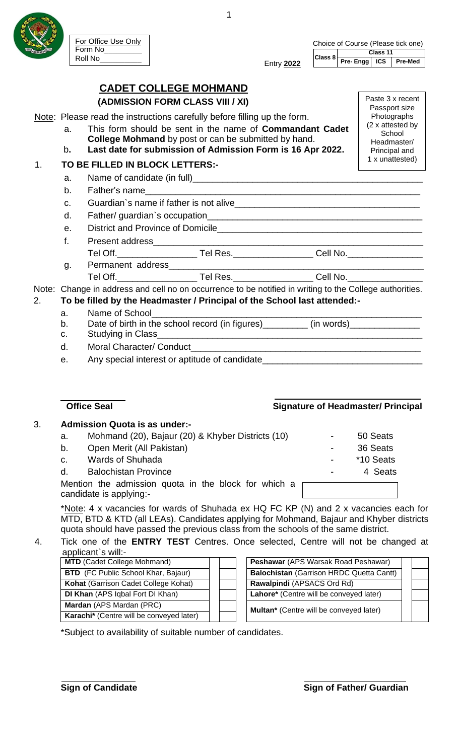For Office Use Only
Form No_________
Roll No__________

Entry **2022**

Choice of Course (Please tick one)

| Class 8 | Class 11 | | |
|---|---|---|---|
| | Pre- Engg | ICS | Pre-Med |

# CADET COLLEGE MOHMAND

## (ADMISSION FORM CLASS VIII / XI)

Paste 3 x recent Passport size Photographs (2 x attested by School Headmaster/ Principal and 1 x unattested)

Note: Please read the instructions carefully before filling up the form.

a. This form should be sent in the name of **Commandant Cadet College Mohmand** by post or can be submitted by hand.

b. **Last date for submission of Admission Form is 16 Apr 2022.**

1. **TO BE FILLED IN BLOCK LETTERS:-**

a. Name of candidate (in full)_______________________________________________

b. Father's name_______________________________________________________

c. Guardian`s name if father is not alive____________________________________

d. Father/ guardian`s occupation__________________________________________

e. District and Province of Domicile_________________________________________

f. Present address_____________________________________________________

Tel Off.________________ Tel Res.________________ Cell No.________________

g. Permanent address___________________________________________________

Tel Off.________________ Tel Res.________________ Cell No.________________

Note: Change in address and cell no on occurrence to be notified in writing to the College authorities.

2. **To be filled by the Headmaster / Principal of the School last attended:-**

a. Name of School_______________________________________________________

b. Date of birth in the school record (in figures)_________ (in words)______________

c. Studying in Class______________________________________________________

d. Moral Character/ Conduct_______________________________________________

e. Any special interest or aptitude of candidate________________________________

**Office Seal** **Signature of Headmaster/ Principal**

3. **Admission Quota is as under:-**

a. Mohmand (20), Bajaur (20) & Khyber Districts (10) - 50 Seats

b. Open Merit (All Pakistan) - 36 Seats

c. Wards of Shuhada - *10 Seats

d. Balochistan Province - 4 Seats

Mention the admission quota in the block for which a candidate is applying:- [ ]

*Note: 4 x vacancies for wards of Shuhada ex HQ FC KP (N) and 2 x vacancies each for MTD, BTD & KTD (all LEAs). Candidates applying for Mohmand, Bajaur and Khyber districts quota should have passed the previous class from the schools of the same district.

4. Tick one of the **ENTRY TEST** Centres. Once selected, Centre will not be changed at applicant`s will:-

| Centre | Tick | Centre | Tick |
|---|---|---|---|
| **MTD** (Cadet College Mohmand) | | **Peshawar** (APS Warsak Road Peshawar) | |
| **BTD** (FC Public School Khar, Bajaur) | | **Balochistan** (Garrison HRDC Quetta Cantt) | |
| **Kohat** (Garrison Cadet College Kohat) | | **Rawalpindi** (APSACS Ord Rd) | |
| **DI Khan** (APS Iqbal Fort DI Khan) | | **Lahore*** (Centre will be conveyed later) | |
| **Mardan** (APS Mardan (PRC) | | **Multan*** (Centre will be conveyed later) | |
| **Karachi*** (Centre will be conveyed later) | | | |

*Subject to availability of suitable number of candidates.

**Sign of Candidate** **Sign of Father/ Guardian**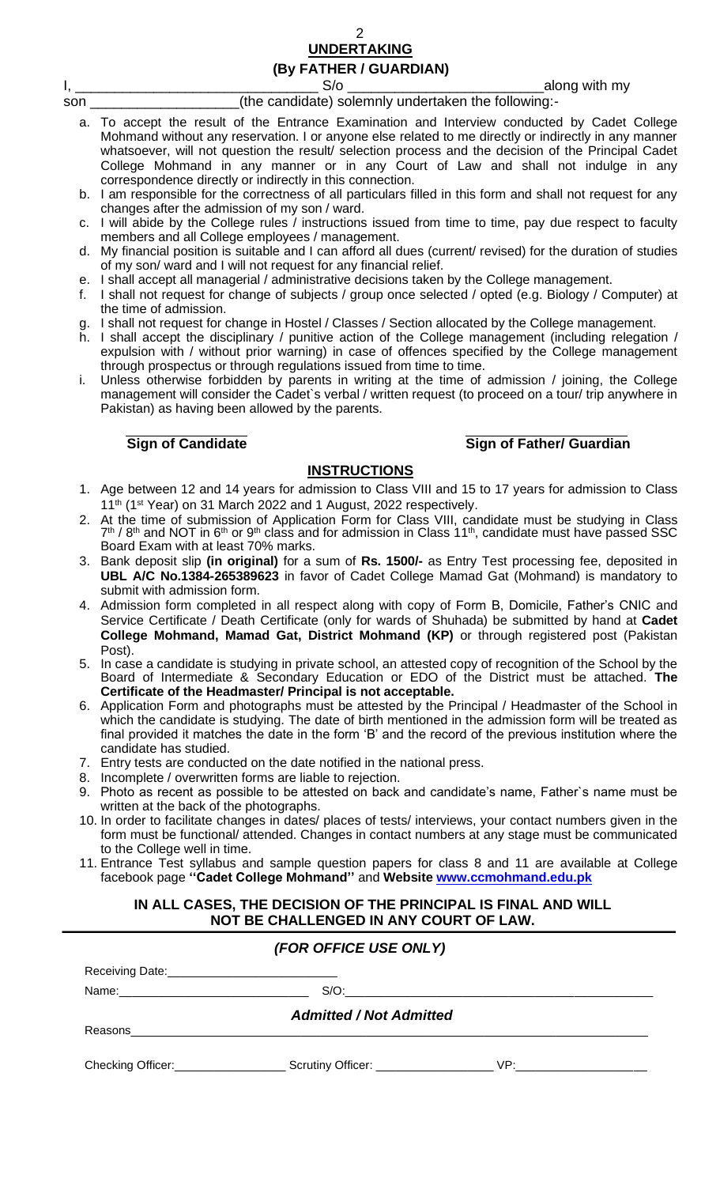## UNDERTAKING

### (By FATHER / GUARDIAN)

I, ______________________________ S/o ________________________ along with my son ___________________ (the candidate) solemnly undertaken the following:-

a. To accept the result of the Entrance Examination and Interview conducted by Cadet College Mohmand without any reservation. I or anyone else related to me directly or indirectly in any manner whatsoever, will not question the result/ selection process and the decision of the Principal Cadet College Mohmand in any manner or in any Court of Law and shall not indulge in any correspondence directly or indirectly in this connection.
b. I am responsible for the correctness of all particulars filled in this form and shall not request for any changes after the admission of my son / ward.
c. I will abide by the College rules / instructions issued from time to time, pay due respect to faculty members and all College employees / management.
d. My financial position is suitable and I can afford all dues (current/ revised) for the duration of studies of my son/ ward and I will not request for any financial relief.
e. I shall accept all managerial / administrative decisions taken by the College management.
f. I shall not request for change of subjects / group once selected / opted (e.g. Biology / Computer) at the time of admission.
g. I shall not request for change in Hostel / Classes / Section allocated by the College management.
h. I shall accept the disciplinary / punitive action of the College management (including relegation / expulsion with / without prior warning) in case of offences specified by the College management through prospectus or through regulations issued from time to time.
i. Unless otherwise forbidden by parents in writing at the time of admission / joining, the College management will consider the Cadet`s verbal / written request (to proceed on a tour/ trip anywhere in Pakistan) as having been allowed by the parents.

**Sign of Candidate** | **Sign of Father/ Guardian**

## INSTRUCTIONS

1. Age between 12 and 14 years for admission to Class VIII and 15 to 17 years for admission to Class 11th (1st Year) on 31 March 2022 and 1 August, 2022 respectively.
2. At the time of submission of Application Form for Class VIII, candidate must be studying in Class 7th / 8th and NOT in 6th or 9th class and for admission in Class 11th, candidate must have passed SSC Board Exam with at least 70% marks.
3. Bank deposit slip **(in original)** for a sum of **Rs. 1500/-** as Entry Test processing fee, deposited in **UBL A/C No.1384-265389623** in favor of Cadet College Mamad Gat (Mohmand) is mandatory to submit with admission form.
4. Admission form completed in all respect along with copy of Form B, Domicile, Father's CNIC and Service Certificate / Death Certificate (only for wards of Shuhada) be submitted by hand at **Cadet College Mohmand, Mamad Gat, District Mohmand (KP)** or through registered post (Pakistan Post).
5. In case a candidate is studying in private school, an attested copy of recognition of the School by the Board of Intermediate & Secondary Education or EDO of the District must be attached. **The Certificate of the Headmaster/ Principal is not acceptable.**
6. Application Form and photographs must be attested by the Principal / Headmaster of the School in which the candidate is studying. The date of birth mentioned in the admission form will be treated as final provided it matches the date in the form 'B' and the record of the previous institution where the candidate has studied.
7. Entry tests are conducted on the date notified in the national press.
8. Incomplete / overwritten forms are liable to rejection.
9. Photo as recent as possible to be attested on back and candidate's name, Father`s name must be written at the back of the photographs.
10. In order to facilitate changes in dates/ places of tests/ interviews, your contact numbers given in the form must be functional/ attended. Changes in contact numbers at any stage must be communicated to the College well in time.
11. Entrance Test syllabus and sample question papers for class 8 and 11 are available at College facebook page **''Cadet College Mohmand''** and **Website www.ccmohmand.edu.pk**

**IN ALL CASES, THE DECISION OF THE PRINCIPAL IS FINAL AND WILL NOT BE CHALLENGED IN ANY COURT OF LAW.**

### *(FOR OFFICE USE ONLY)*

Receiving Date: ____________________

Name: ____________________ S/O: ____________________

***Admitted / Not Admitted***

Reasons ____________________

Checking Officer: ____________ Scrutiny Officer: ____________ VP: ____________